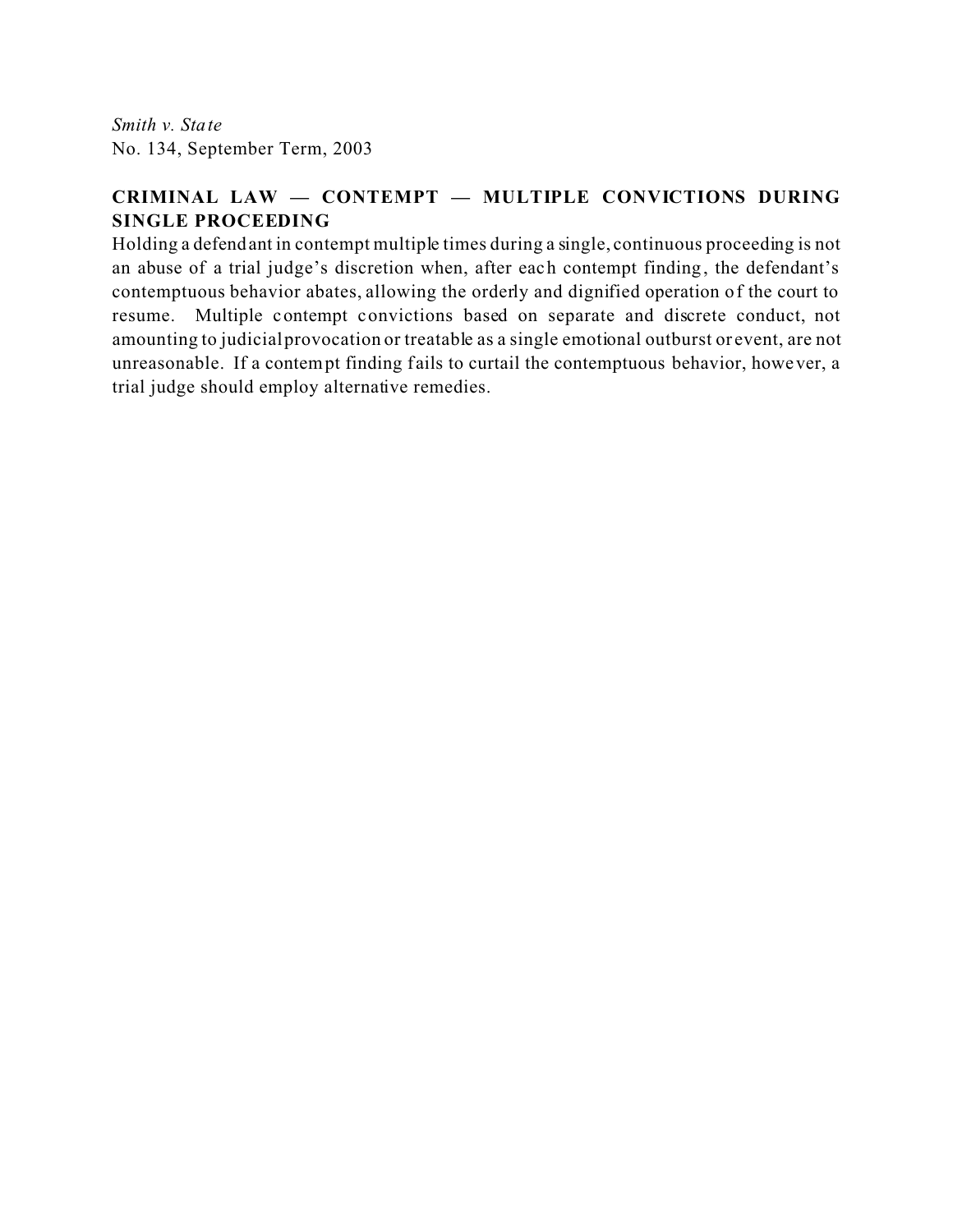*Smith v. State*
No. 134, September Term, 2003

**CRIMINAL LAW — CONTEMPT — MULTIPLE CONVICTIONS DURING SINGLE PROCEEDING**

Holding a defendant in contempt multiple times during a single, continuous proceeding is not an abuse of a trial judge's discretion when, after each contempt finding, the defendant's contemptuous behavior abates, allowing the orderly and dignified operation of the court to resume. Multiple contempt convictions based on separate and discrete conduct, not amounting to judicial provocation or treatable as a single emotional outburst or event, are not unreasonable. If a contempt finding fails to curtail the contemptuous behavior, however, a trial judge should employ alternative remedies.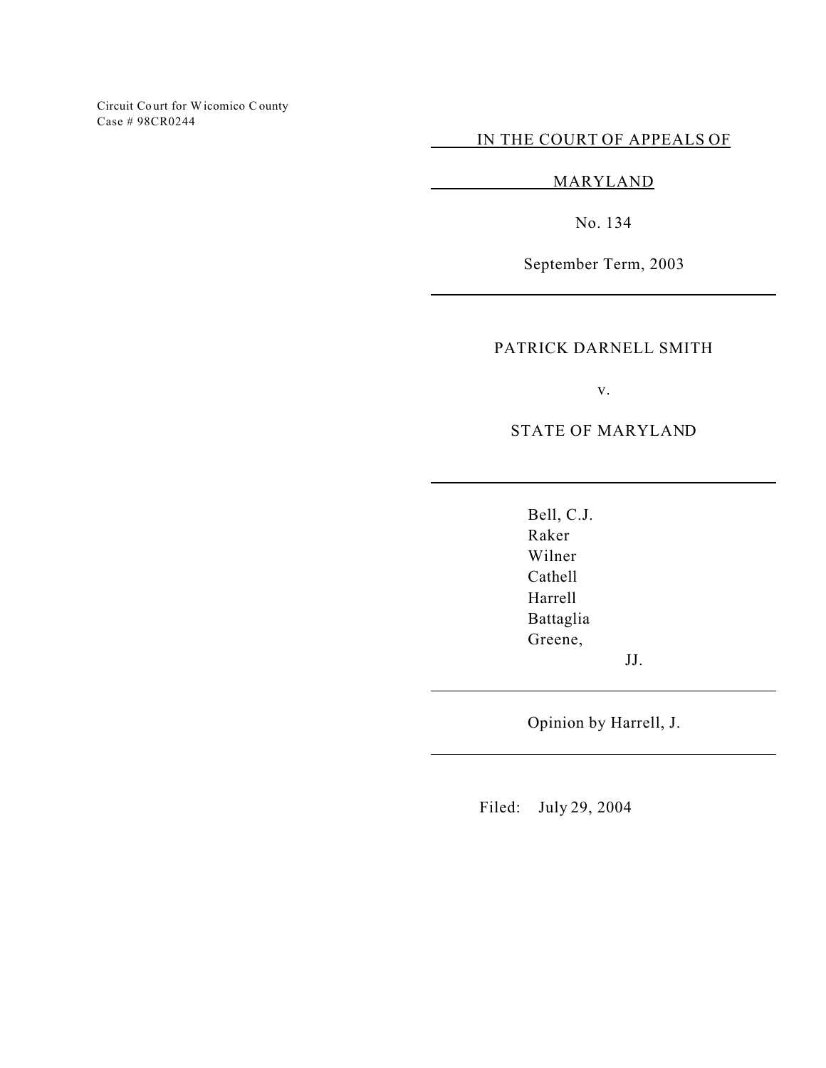Circuit Court for Wicomico County
Case # 98CR0244

IN THE COURT OF APPEALS OF

MARYLAND

No. 134

September Term, 2003

---

PATRICK DARNELL SMITH

v.

STATE OF MARYLAND

---

Bell, C.J.
Raker
Wilner
Cathell
Harrell
Battaglia
Greene,
JJ.

---

Opinion by Harrell, J.

---

Filed: July 29, 2004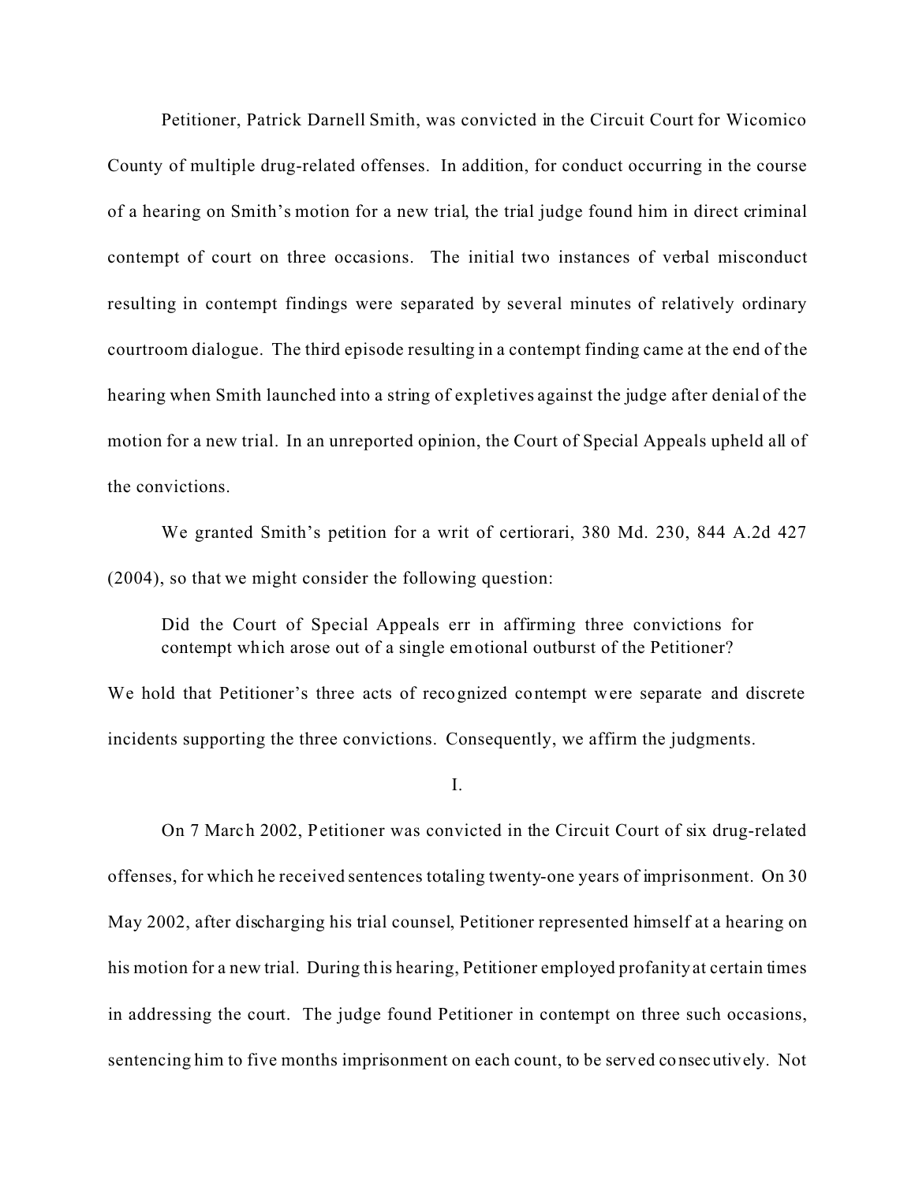Petitioner, Patrick Darnell Smith, was convicted in the Circuit Court for Wicomico County of multiple drug-related offenses. In addition, for conduct occurring in the course of a hearing on Smith's motion for a new trial, the trial judge found him in direct criminal contempt of court on three occasions. The initial two instances of verbal misconduct resulting in contempt findings were separated by several minutes of relatively ordinary courtroom dialogue. The third episode resulting in a contempt finding came at the end of the hearing when Smith launched into a string of expletives against the judge after denial of the motion for a new trial. In an unreported opinion, the Court of Special Appeals upheld all of the convictions.

We granted Smith's petition for a writ of certiorari, 380 Md. 230, 844 A.2d 427 (2004), so that we might consider the following question:

> Did the Court of Special Appeals err in affirming three convictions for contempt which arose out of a single emotional outburst of the Petitioner?

We hold that Petitioner's three acts of recognized contempt were separate and discrete incidents supporting the three convictions. Consequently, we affirm the judgments.

I.

On 7 March 2002, Petitioner was convicted in the Circuit Court of six drug-related offenses, for which he received sentences totaling twenty-one years of imprisonment. On 30 May 2002, after discharging his trial counsel, Petitioner represented himself at a hearing on his motion for a new trial. During this hearing, Petitioner employed profanity at certain times in addressing the court. The judge found Petitioner in contempt on three such occasions, sentencing him to five months imprisonment on each count, to be served consecutively. Not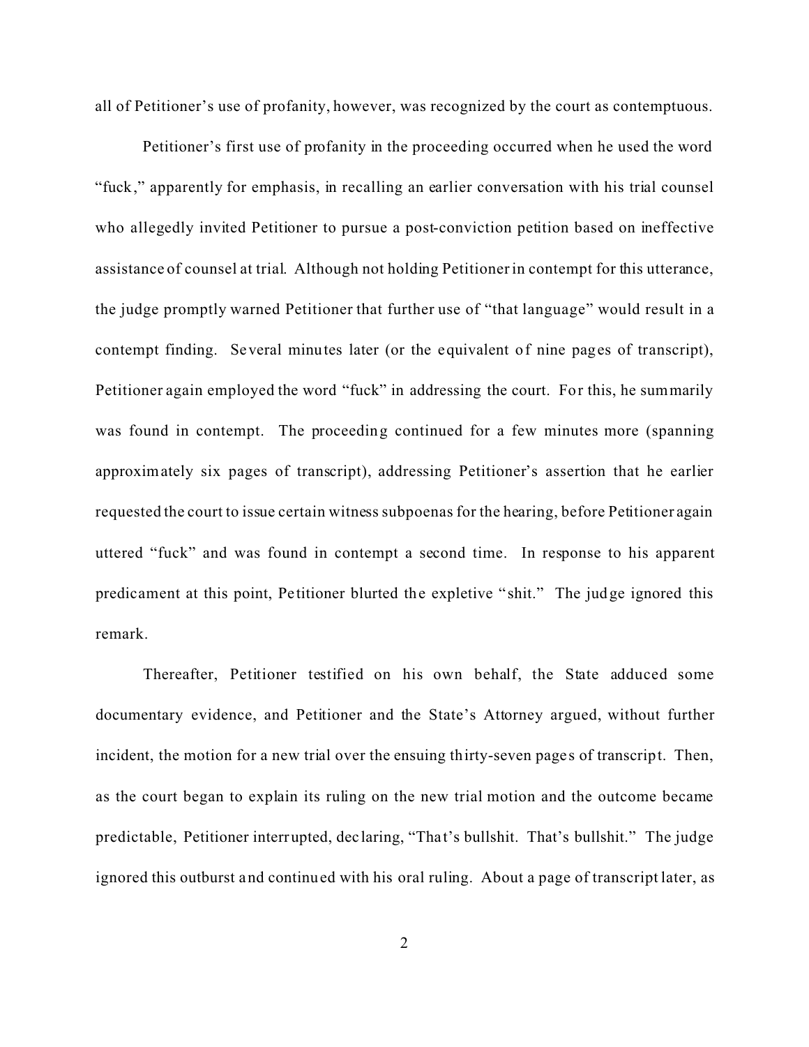all of Petitioner's use of profanity, however, was recognized by the court as contemptuous.

Petitioner's first use of profanity in the proceeding occurred when he used the word "fuck," apparently for emphasis, in recalling an earlier conversation with his trial counsel who allegedly invited Petitioner to pursue a post-conviction petition based on ineffective assistance of counsel at trial. Although not holding Petitioner in contempt for this utterance, the judge promptly warned Petitioner that further use of "that language" would result in a contempt finding. Several minutes later (or the equivalent of nine pages of transcript), Petitioner again employed the word "fuck" in addressing the court. For this, he summarily was found in contempt. The proceeding continued for a few minutes more (spanning approximately six pages of transcript), addressing Petitioner's assertion that he earlier requested the court to issue certain witness subpoenas for the hearing, before Petitioner again uttered "fuck" and was found in contempt a second time. In response to his apparent predicament at this point, Petitioner blurted the expletive "shit." The judge ignored this remark.

Thereafter, Petitioner testified on his own behalf, the State adduced some documentary evidence, and Petitioner and the State's Attorney argued, without further incident, the motion for a new trial over the ensuing thirty-seven pages of transcript. Then, as the court began to explain its ruling on the new trial motion and the outcome became predictable, Petitioner interrupted, declaring, "That's bullshit. That's bullshit." The judge ignored this outburst and continued with his oral ruling. About a page of transcript later, as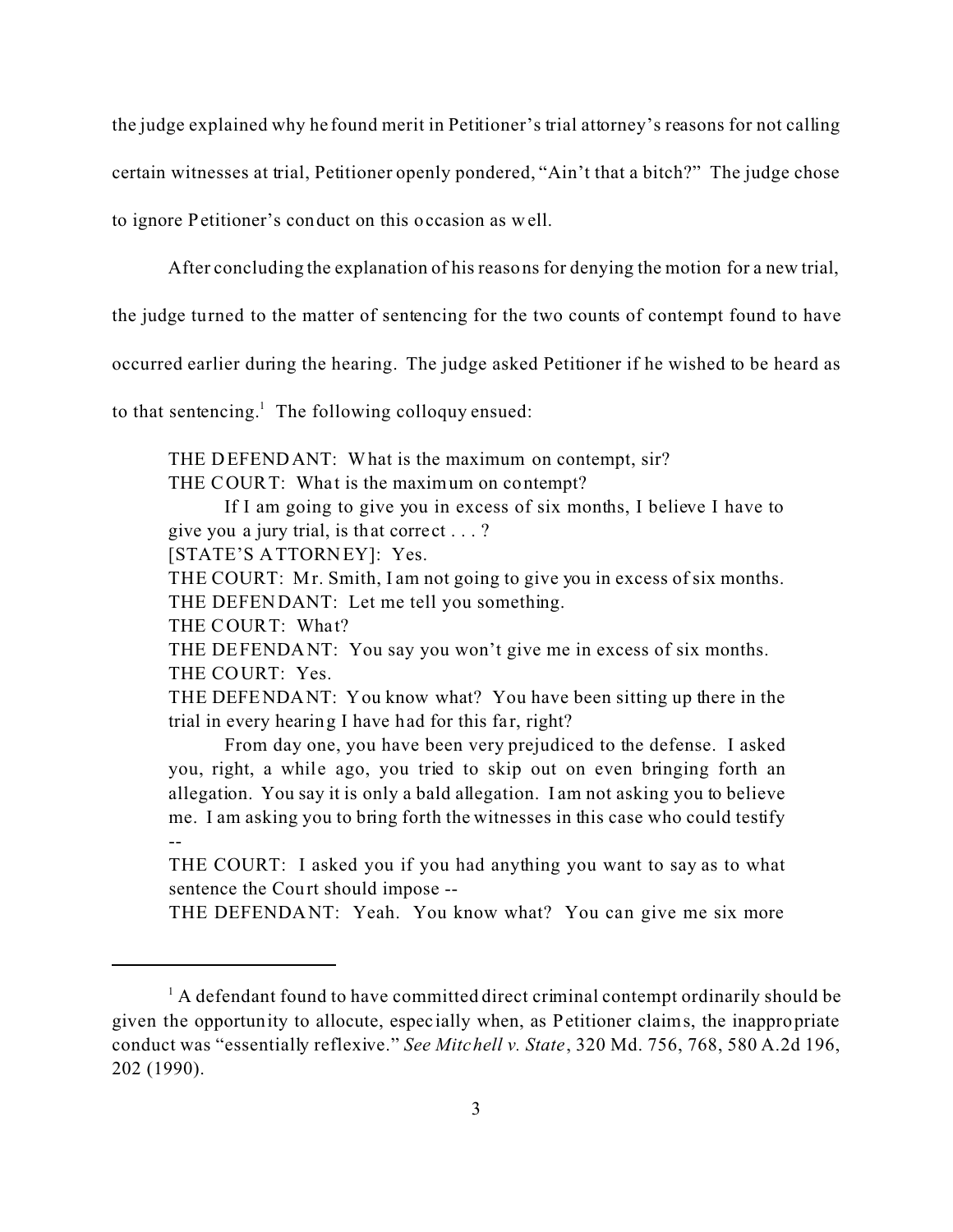the judge explained why he found merit in Petitioner's trial attorney's reasons for not calling certain witnesses at trial, Petitioner openly pondered, "Ain't that a bitch?" The judge chose to ignore Petitioner's conduct on this occasion as well.

After concluding the explanation of his reasons for denying the motion for a new trial, the judge turned to the matter of sentencing for the two counts of contempt found to have occurred earlier during the hearing. The judge asked Petitioner if he wished to be heard as to that sentencing.[1] The following colloquy ensued:

> THE DEFENDANT: What is the maximum on contempt, sir?
> THE COURT: What is the maximum on contempt?
> If I am going to give you in excess of six months, I believe I have to give you a jury trial, is that correct . . . ?
> [STATE'S ATTORNEY]: Yes.
> THE COURT: Mr. Smith, I am not going to give you in excess of six months.
> THE DEFENDANT: Let me tell you something.
> THE COURT: What?
> THE DEFENDANT: You say you won't give me in excess of six months.
> THE COURT: Yes.
> THE DEFENDANT: You know what? You have been sitting up there in the trial in every hearing I have had for this far, right?
> From day one, you have been very prejudiced to the defense. I asked you, right, a while ago, you tried to skip out on even bringing forth an allegation. You say it is only a bald allegation. I am not asking you to believe me. I am asking you to bring forth the witnesses in this case who could testify --
> THE COURT: I asked you if you had anything you want to say as to what sentence the Court should impose --
> THE DEFENDANT: Yeah. You know what? You can give me six more

[1] A defendant found to have committed direct criminal contempt ordinarily should be given the opportunity to allocute, especially when, as Petitioner claims, the inappropriate conduct was "essentially reflexive." *See Mitchell v. State*, 320 Md. 756, 768, 580 A.2d 196, 202 (1990).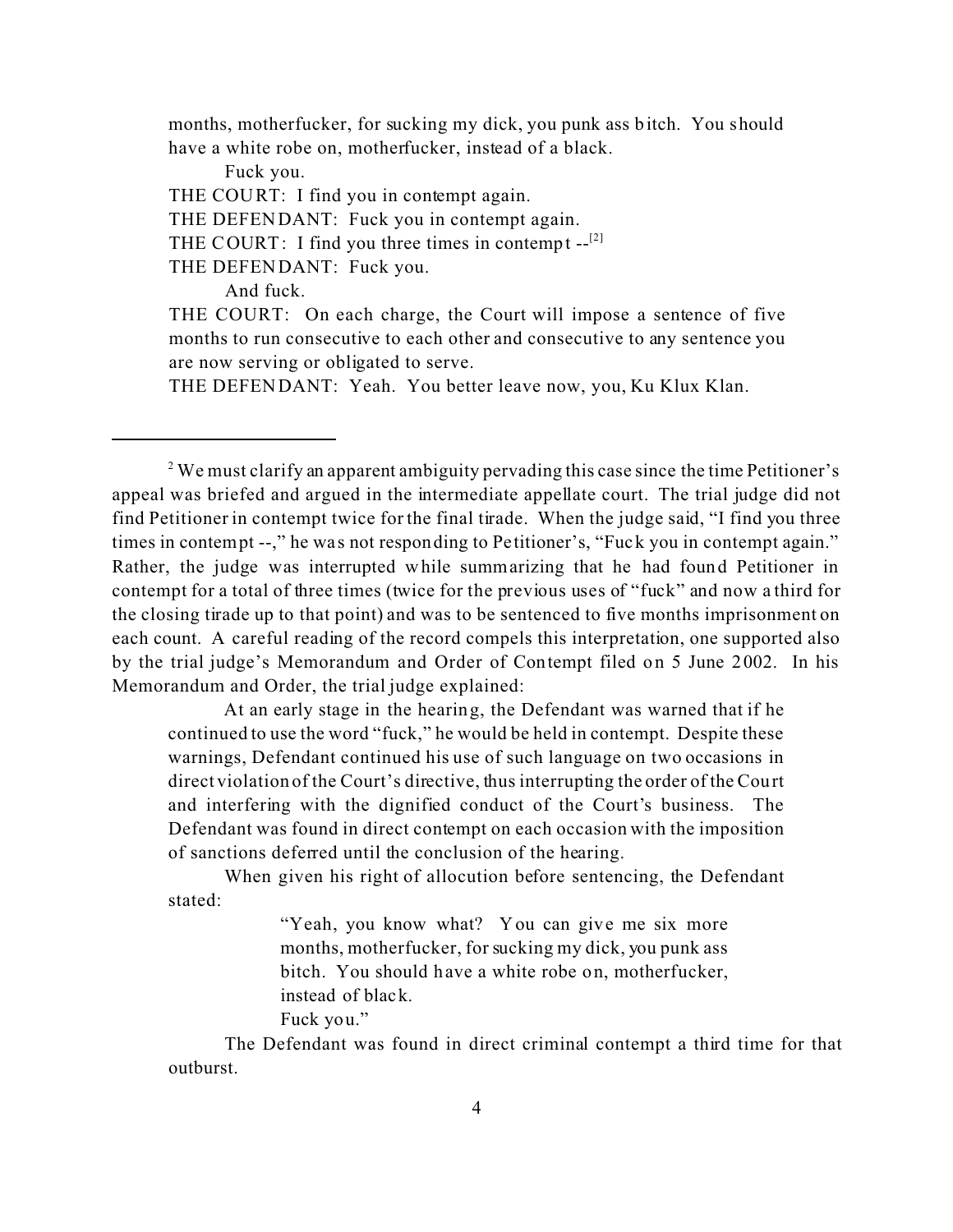> months, motherfucker, for sucking my dick, you punk ass bitch. You should have a white robe on, motherfucker, instead of a black.
>
> Fuck you.
>
> THE COURT: I find you in contempt again.
>
> THE DEFENDANT: Fuck you in contempt again.
>
> THE COURT: I find you three times in contempt --[2]
>
> THE DEFENDANT: Fuck you.
>
> And fuck.
>
> THE COURT: On each charge, the Court will impose a sentence of five months to run consecutive to each other and consecutive to any sentence you are now serving or obligated to serve.
>
> THE DEFENDANT: Yeah. You better leave now, you, Ku Klux Klan.

---

[2] We must clarify an apparent ambiguity pervading this case since the time Petitioner's appeal was briefed and argued in the intermediate appellate court. The trial judge did not find Petitioner in contempt twice for the final tirade. When the judge said, "I find you three times in contempt --," he was not responding to Petitioner's, "Fuck you in contempt again." Rather, the judge was interrupted while summarizing that he had found Petitioner in contempt for a total of three times (twice for the previous uses of "fuck" and now a third for the closing tirade up to that point) and was to be sentenced to five months imprisonment on each count. A careful reading of the record compels this interpretation, one supported also by the trial judge's Memorandum and Order of Contempt filed on 5 June 2002. In his Memorandum and Order, the trial judge explained:

> At an early stage in the hearing, the Defendant was warned that if he continued to use the word "fuck," he would be held in contempt. Despite these warnings, Defendant continued his use of such language on two occasions in direct violation of the Court's directive, thus interrupting the order of the Court and interfering with the dignified conduct of the Court's business. The Defendant was found in direct contempt on each occasion with the imposition of sanctions deferred until the conclusion of the hearing.
>
> When given his right of allocution before sentencing, the Defendant stated:
>
>> "Yeah, you know what? You can give me six more months, motherfucker, for sucking my dick, you punk ass bitch. You should have a white robe on, motherfucker, instead of black.
>>
>> Fuck you."
>
> The Defendant was found in direct criminal contempt a third time for that outburst.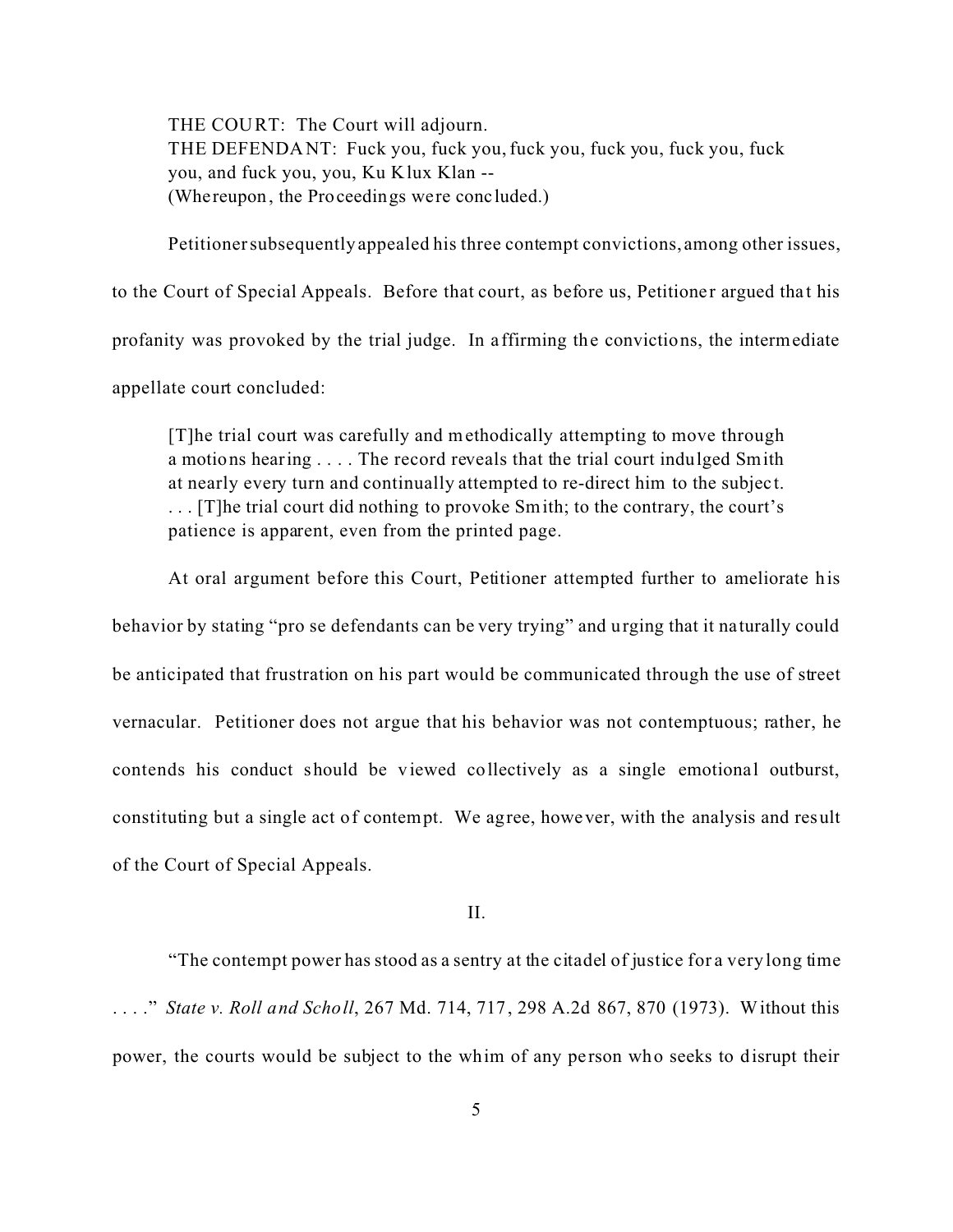THE COURT: The Court will adjourn.
THE DEFENDANT: Fuck you, fuck you, fuck you, fuck you, fuck you, fuck you, and fuck you, you, Ku Klux Klan --
(Whereupon, the Proceedings were concluded.)

Petitioner subsequently appealed his three contempt convictions, among other issues, to the Court of Special Appeals. Before that court, as before us, Petitioner argued that his profanity was provoked by the trial judge. In affirming the convictions, the intermediate appellate court concluded:

> [T]he trial court was carefully and methodically attempting to move through a motions hearing . . . . The record reveals that the trial court indulged Smith at nearly every turn and continually attempted to re-direct him to the subject. . . . [T]he trial court did nothing to provoke Smith; to the contrary, the court's patience is apparent, even from the printed page.

At oral argument before this Court, Petitioner attempted further to ameliorate his behavior by stating "pro se defendants can be very trying" and urging that it naturally could be anticipated that frustration on his part would be communicated through the use of street vernacular. Petitioner does not argue that his behavior was not contemptuous; rather, he contends his conduct should be viewed collectively as a single emotional outburst, constituting but a single act of contempt. We agree, however, with the analysis and result of the Court of Special Appeals.

## II.

"The contempt power has stood as a sentry at the citadel of justice for a very long time . . . ." *State v. Roll and Scholl*, 267 Md. 714, 717, 298 A.2d 867, 870 (1973). Without this power, the courts would be subject to the whim of any person who seeks to disrupt their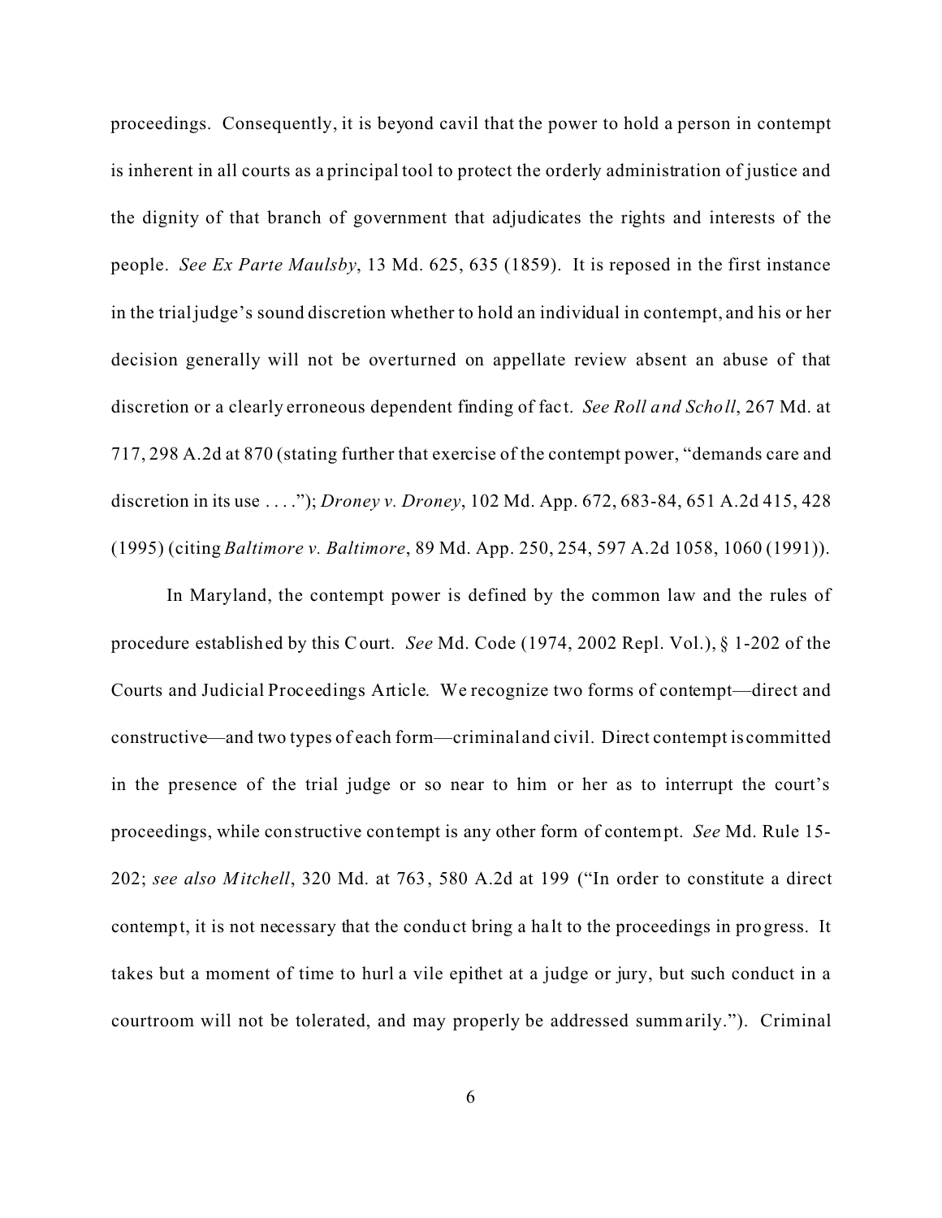proceedings. Consequently, it is beyond cavil that the power to hold a person in contempt is inherent in all courts as a principal tool to protect the orderly administration of justice and the dignity of that branch of government that adjudicates the rights and interests of the people. *See Ex Parte Maulsby*, 13 Md. 625, 635 (1859). It is reposed in the first instance in the trial judge's sound discretion whether to hold an individual in contempt, and his or her decision generally will not be overturned on appellate review absent an abuse of that discretion or a clearly erroneous dependent finding of fact. *See Roll and Scholl*, 267 Md. at 717, 298 A.2d at 870 (stating further that exercise of the contempt power, "demands care and discretion in its use . . . ."); *Droney v. Droney*, 102 Md. App. 672, 683-84, 651 A.2d 415, 428 (1995) (citing *Baltimore v. Baltimore*, 89 Md. App. 250, 254, 597 A.2d 1058, 1060 (1991)).

In Maryland, the contempt power is defined by the common law and the rules of procedure established by this Court. *See* Md. Code (1974, 2002 Repl. Vol.), § 1-202 of the Courts and Judicial Proceedings Article. We recognize two forms of contempt—direct and constructive—and two types of each form—criminal and civil. Direct contempt is committed in the presence of the trial judge or so near to him or her as to interrupt the court's proceedings, while constructive contempt is any other form of contempt. *See* Md. Rule 15-202; *see also Mitchell*, 320 Md. at 763, 580 A.2d at 199 ("In order to constitute a direct contempt, it is not necessary that the conduct bring a halt to the proceedings in progress. It takes but a moment of time to hurl a vile epithet at a judge or jury, but such conduct in a courtroom will not be tolerated, and may properly be addressed summarily."). Criminal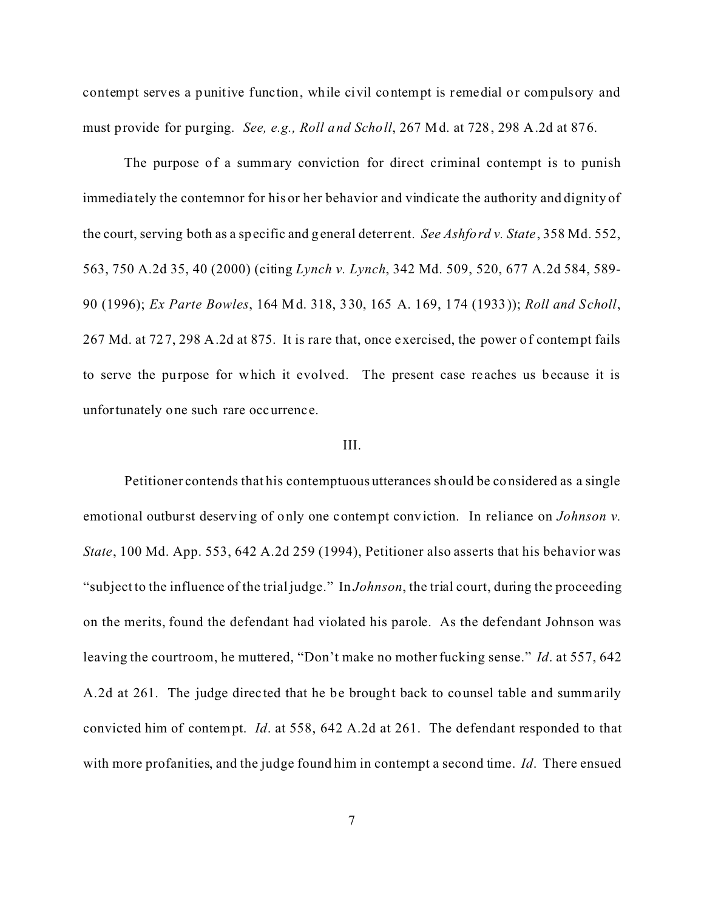contempt serves a punitive function, while civil contempt is remedial or compulsory and must provide for purging. *See, e.g., Roll and Scholl*, 267 Md. at 728, 298 A.2d at 876.

The purpose of a summary conviction for direct criminal contempt is to punish immediately the contemnor for his or her behavior and vindicate the authority and dignity of the court, serving both as a specific and general deterrent. *See Ashford v. State*, 358 Md. 552, 563, 750 A.2d 35, 40 (2000) (citing *Lynch v. Lynch*, 342 Md. 509, 520, 677 A.2d 584, 589-90 (1996); *Ex Parte Bowles*, 164 Md. 318, 330, 165 A. 169, 174 (1933)); *Roll and Scholl*, 267 Md. at 727, 298 A.2d at 875. It is rare that, once exercised, the power of contempt fails to serve the purpose for which it evolved. The present case reaches us because it is unfortunately one such rare occurrence.

## III.

Petitioner contends that his contemptuous utterances should be considered as a single emotional outburst deserving of only one contempt conviction. In reliance on *Johnson v. State*, 100 Md. App. 553, 642 A.2d 259 (1994), Petitioner also asserts that his behavior was "subject to the influence of the trial judge." In *Johnson*, the trial court, during the proceeding on the merits, found the defendant had violated his parole. As the defendant Johnson was leaving the courtroom, he muttered, "Don't make no mother fucking sense." *Id*. at 557, 642 A.2d at 261. The judge directed that he be brought back to counsel table and summarily convicted him of contempt. *Id*. at 558, 642 A.2d at 261. The defendant responded to that with more profanities, and the judge found him in contempt a second time. *Id*. There ensued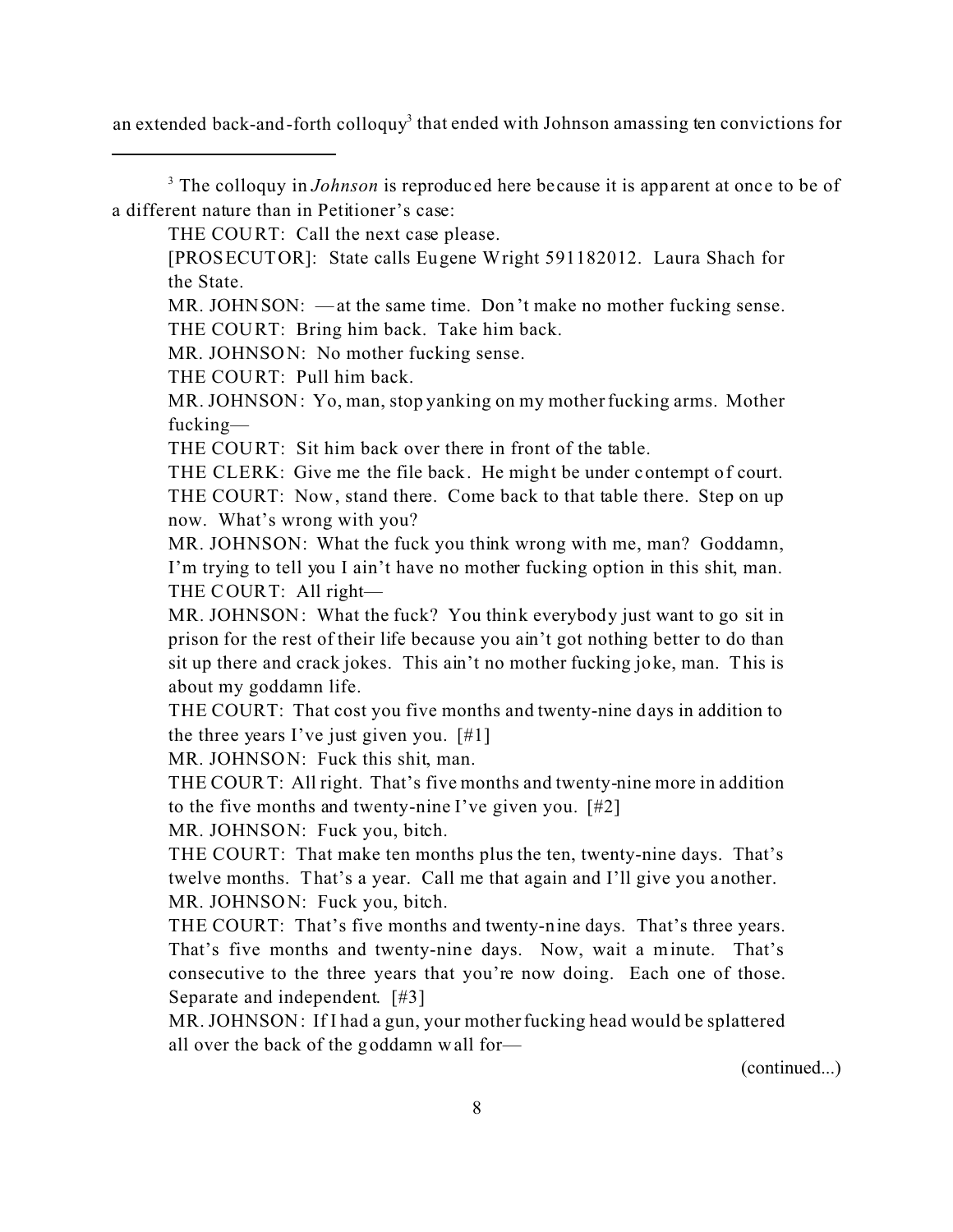an extended back-and-forth colloquy[3] that ended with Johnson amassing ten convictions for

[3] The colloquy in *Johnson* is reproduced here because it is apparent at once to be of a different nature than in Petitioner's case:

> THE COURT: Call the next case please.
>
> [PROSECUTOR]: State calls Eugene Wright 591182012. Laura Shach for the State.
>
> MR. JOHNSON: —at the same time. Don't make no mother fucking sense.
>
> THE COURT: Bring him back. Take him back.
>
> MR. JOHNSON: No mother fucking sense.
>
> THE COURT: Pull him back.
>
> MR. JOHNSON: Yo, man, stop yanking on my mother fucking arms. Mother fucking—
>
> THE COURT: Sit him back over there in front of the table.
>
> THE CLERK: Give me the file back. He might be under contempt of court.
>
> THE COURT: Now, stand there. Come back to that table there. Step on up now. What's wrong with you?
>
> MR. JOHNSON: What the fuck you think wrong with me, man? Goddamn, I'm trying to tell you I ain't have no mother fucking option in this shit, man.
>
> THE COURT: All right—
>
> MR. JOHNSON: What the fuck? You think everybody just want to go sit in prison for the rest of their life because you ain't got nothing better to do than sit up there and crack jokes. This ain't no mother fucking joke, man. This is about my goddamn life.
>
> THE COURT: That cost you five months and twenty-nine days in addition to the three years I've just given you. [#1]
>
> MR. JOHNSON: Fuck this shit, man.
>
> THE COURT: All right. That's five months and twenty-nine more in addition to the five months and twenty-nine I've given you. [#2]
>
> MR. JOHNSON: Fuck you, bitch.
>
> THE COURT: That make ten months plus the ten, twenty-nine days. That's twelve months. That's a year. Call me that again and I'll give you another.
>
> MR. JOHNSON: Fuck you, bitch.
>
> THE COURT: That's five months and twenty-nine days. That's three years. That's five months and twenty-nine days. Now, wait a minute. That's consecutive to the three years that you're now doing. Each one of those. Separate and independent. [#3]
>
> MR. JOHNSON: If I had a gun, your mother fucking head would be splattered all over the back of the goddamn wall for—

(continued...)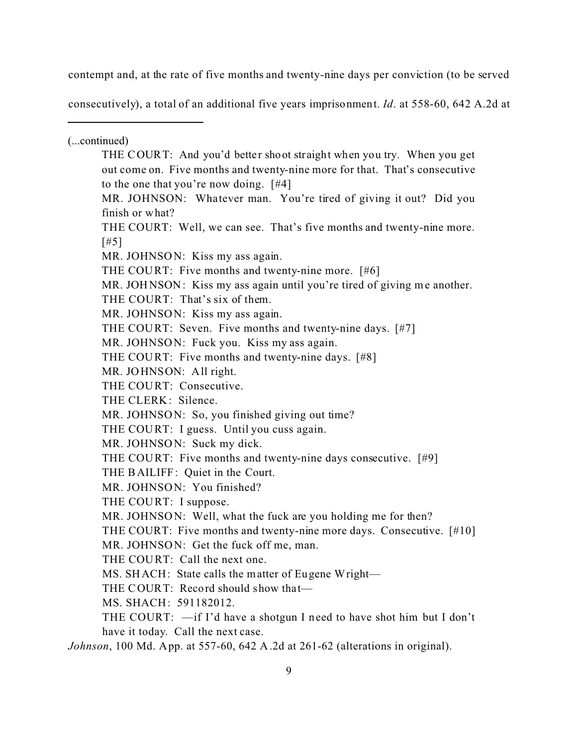contempt and, at the rate of five months and twenty-nine days per conviction (to be served consecutively), a total of an additional five years imprisonment. *Id*. at 558-60, 642 A.2d at

---

(...continued)

> THE COURT: And you'd better shoot straight when you try. When you get out come on. Five months and twenty-nine more for that. That's consecutive to the one that you're now doing. [#4]
>
> MR. JOHNSON: Whatever man. You're tired of giving it out? Did you finish or what?
>
> THE COURT: Well, we can see. That's five months and twenty-nine more. [#5]
>
> MR. JOHNSON: Kiss my ass again.
>
> THE COURT: Five months and twenty-nine more. [#6]
>
> MR. JOHNSON: Kiss my ass again until you're tired of giving me another.
>
> THE COURT: That's six of them.
>
> MR. JOHNSON: Kiss my ass again.
>
> THE COURT: Seven. Five months and twenty-nine days. [#7]
>
> MR. JOHNSON: Fuck you. Kiss my ass again.
>
> THE COURT: Five months and twenty-nine days. [#8]
>
> MR. JOHNSON: All right.
>
> THE COURT: Consecutive.
>
> THE CLERK: Silence.
>
> MR. JOHNSON: So, you finished giving out time?
>
> THE COURT: I guess. Until you cuss again.
>
> MR. JOHNSON: Suck my dick.
>
> THE COURT: Five months and twenty-nine days consecutive. [#9]
>
> THE BAILIFF: Quiet in the Court.
>
> MR. JOHNSON: You finished?
>
> THE COURT: I suppose.
>
> MR. JOHNSON: Well, what the fuck are you holding me for then?
>
> THE COURT: Five months and twenty-nine more days. Consecutive. [#10]
>
> MR. JOHNSON: Get the fuck off me, man.
>
> THE COURT: Call the next one.
>
> MS. SHACH: State calls the matter of Eugene Wright—
>
> THE COURT: Record should show that—
>
> MS. SHACH: 591182012.
>
> THE COURT: —if I'd have a shotgun I need to have shot him but I don't have it today. Call the next case.

*Johnson*, 100 Md. App. at 557-60, 642 A.2d at 261-62 (alterations in original).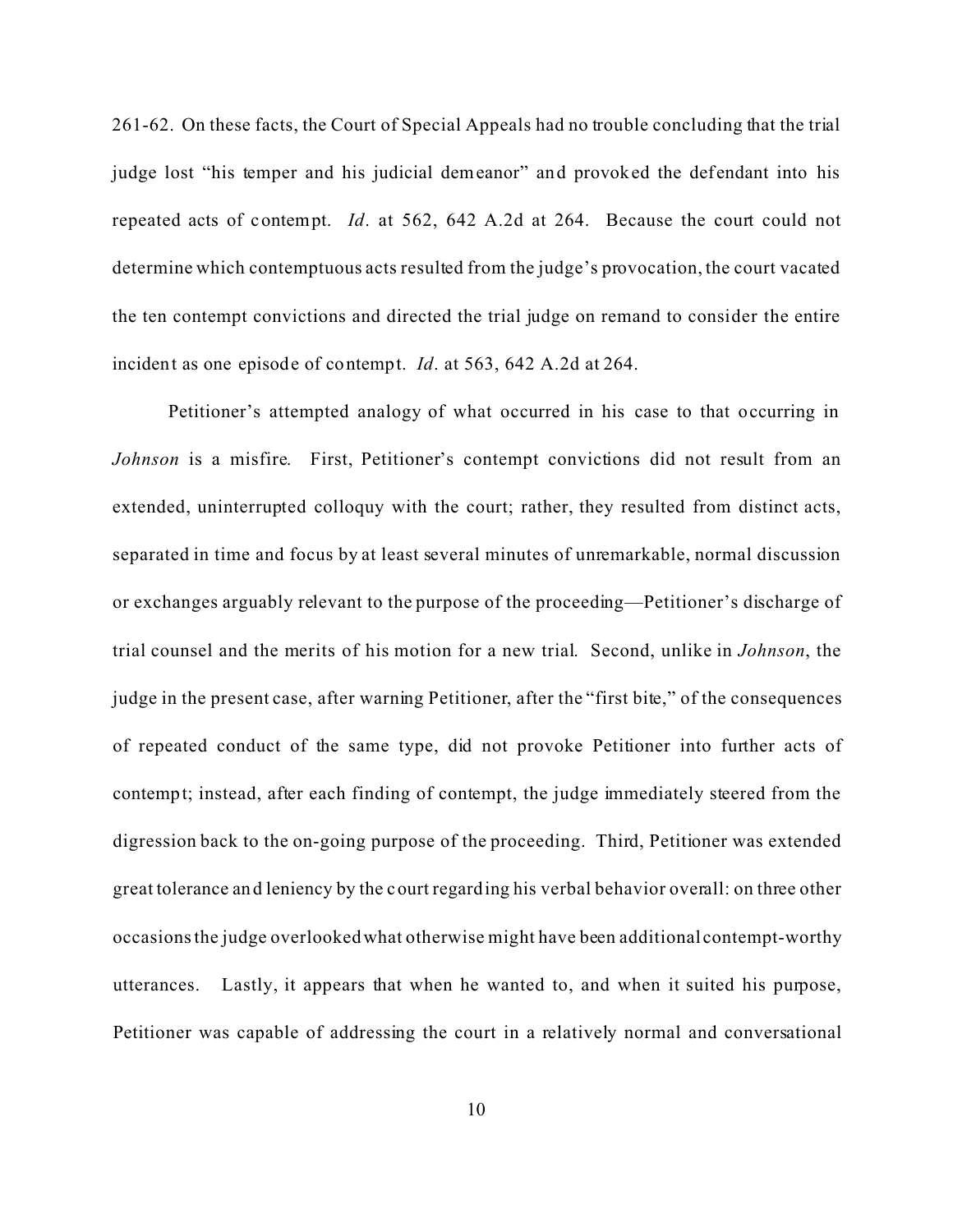261-62. On these facts, the Court of Special Appeals had no trouble concluding that the trial judge lost "his temper and his judicial demeanor" and provoked the defendant into his repeated acts of contempt. *Id*. at 562, 642 A.2d at 264. Because the court could not determine which contemptuous acts resulted from the judge's provocation, the court vacated the ten contempt convictions and directed the trial judge on remand to consider the entire incident as one episode of contempt. *Id*. at 563, 642 A.2d at 264.

Petitioner's attempted analogy of what occurred in his case to that occurring in *Johnson* is a misfire. First, Petitioner's contempt convictions did not result from an extended, uninterrupted colloquy with the court; rather, they resulted from distinct acts, separated in time and focus by at least several minutes of unremarkable, normal discussion or exchanges arguably relevant to the purpose of the proceeding—Petitioner's discharge of trial counsel and the merits of his motion for a new trial. Second, unlike in *Johnson*, the judge in the present case, after warning Petitioner, after the "first bite," of the consequences of repeated conduct of the same type, did not provoke Petitioner into further acts of contempt; instead, after each finding of contempt, the judge immediately steered from the digression back to the on-going purpose of the proceeding. Third, Petitioner was extended great tolerance and leniency by the court regarding his verbal behavior overall: on three other occasions the judge overlooked what otherwise might have been additional contempt-worthy utterances. Lastly, it appears that when he wanted to, and when it suited his purpose, Petitioner was capable of addressing the court in a relatively normal and conversational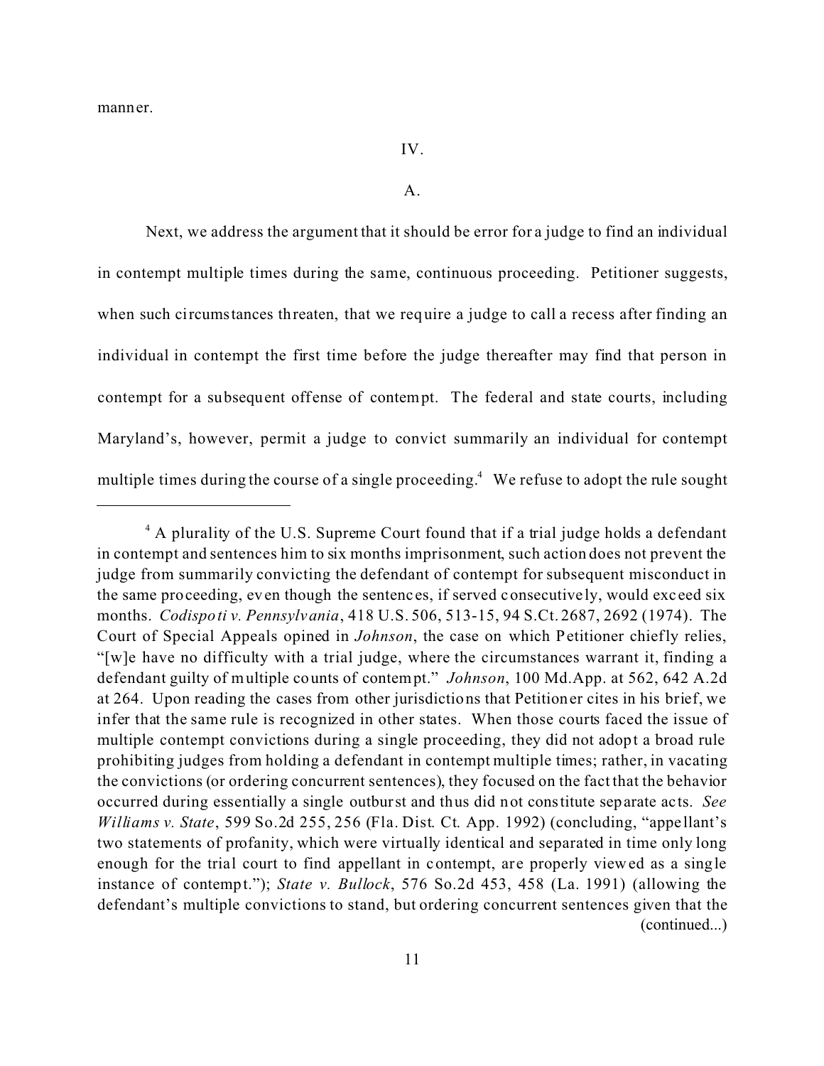manner.

IV.

A.

Next, we address the argument that it should be error for a judge to find an individual in contempt multiple times during the same, continuous proceeding. Petitioner suggests, when such circumstances threaten, that we require a judge to call a recess after finding an individual in contempt the first time before the judge thereafter may find that person in contempt for a subsequent offense of contempt. The federal and state courts, including Maryland's, however, permit a judge to convict summarily an individual for contempt multiple times during the course of a single proceeding.[4] We refuse to adopt the rule sought

---

[4] A plurality of the U.S. Supreme Court found that if a trial judge holds a defendant in contempt and sentences him to six months imprisonment, such action does not prevent the judge from summarily convicting the defendant of contempt for subsequent misconduct in the same proceeding, even though the sentences, if served consecutively, would exceed six months. *Codispoti v. Pennsylvania*, 418 U.S. 506, 513-15, 94 S.Ct. 2687, 2692 (1974). The Court of Special Appeals opined in *Johnson*, the case on which Petitioner chiefly relies, "[w]e have no difficulty with a trial judge, where the circumstances warrant it, finding a defendant guilty of multiple counts of contempt." *Johnson*, 100 Md.App. at 562, 642 A.2d at 264. Upon reading the cases from other jurisdictions that Petitioner cites in his brief, we infer that the same rule is recognized in other states. When those courts faced the issue of multiple contempt convictions during a single proceeding, they did not adopt a broad rule prohibiting judges from holding a defendant in contempt multiple times; rather, in vacating the convictions (or ordering concurrent sentences), they focused on the fact that the behavior occurred during essentially a single outburst and thus did not constitute separate acts. *See Williams v. State*, 599 So.2d 255, 256 (Fla. Dist. Ct. App. 1992) (concluding, "appellant's two statements of profanity, which were virtually identical and separated in time only long enough for the trial court to find appellant in contempt, are properly viewed as a single instance of contempt."); *State v. Bullock*, 576 So.2d 453, 458 (La. 1991) (allowing the defendant's multiple convictions to stand, but ordering concurrent sentences given that the (continued...)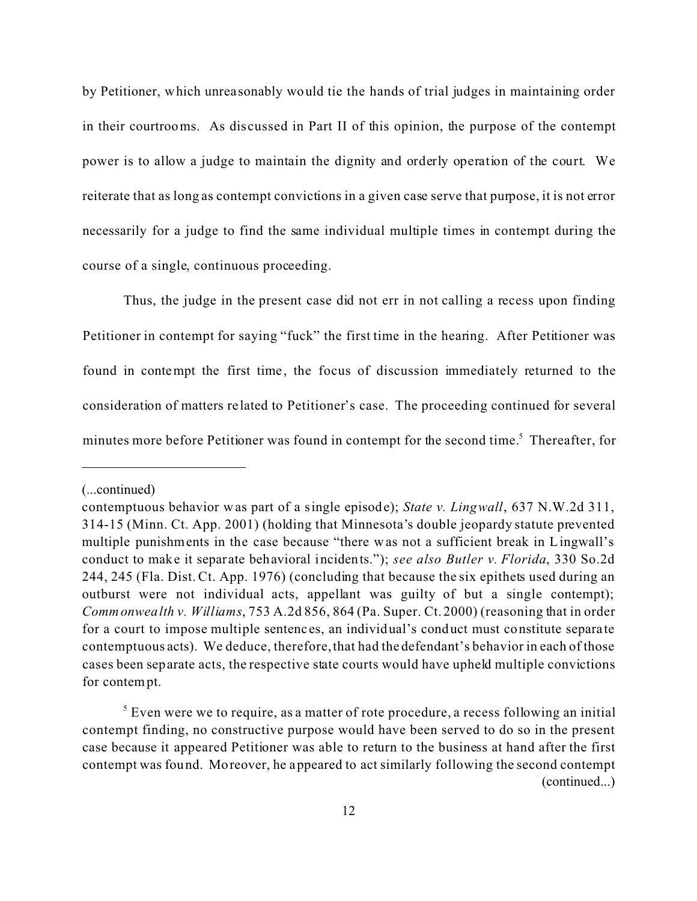by Petitioner, which unreasonably would tie the hands of trial judges in maintaining order in their courtrooms. As discussed in Part II of this opinion, the purpose of the contempt power is to allow a judge to maintain the dignity and orderly operation of the court. We reiterate that as long as contempt convictions in a given case serve that purpose, it is not error necessarily for a judge to find the same individual multiple times in contempt during the course of a single, continuous proceeding.

Thus, the judge in the present case did not err in not calling a recess upon finding Petitioner in contempt for saying "fuck" the first time in the hearing. After Petitioner was found in contempt the first time, the focus of discussion immediately returned to the consideration of matters related to Petitioner's case. The proceeding continued for several minutes more before Petitioner was found in contempt for the second time.[5] Thereafter, for

---

(...continued)

contemptuous behavior was part of a single episode); *State v. Lingwall*, 637 N.W.2d 311, 314-15 (Minn. Ct. App. 2001) (holding that Minnesota's double jeopardy statute prevented multiple punishments in the case because "there was not a sufficient break in Lingwall's conduct to make it separate behavioral incidents."); *see also Butler v. Florida*, 330 So.2d 244, 245 (Fla. Dist. Ct. App. 1976) (concluding that because the six epithets used during an outburst were not individual acts, appellant was guilty of but a single contempt); *Commonwealth v. Williams*, 753 A.2d 856, 864 (Pa. Super. Ct. 2000) (reasoning that in order for a court to impose multiple sentences, an individual's conduct must constitute separate contemptuous acts). We deduce, therefore, that had the defendant's behavior in each of those cases been separate acts, the respective state courts would have upheld multiple convictions for contempt.

[5] Even were we to require, as a matter of rote procedure, a recess following an initial contempt finding, no constructive purpose would have been served to do so in the present case because it appeared Petitioner was able to return to the business at hand after the first contempt was found. Moreover, he appeared to act similarly following the second contempt (continued...)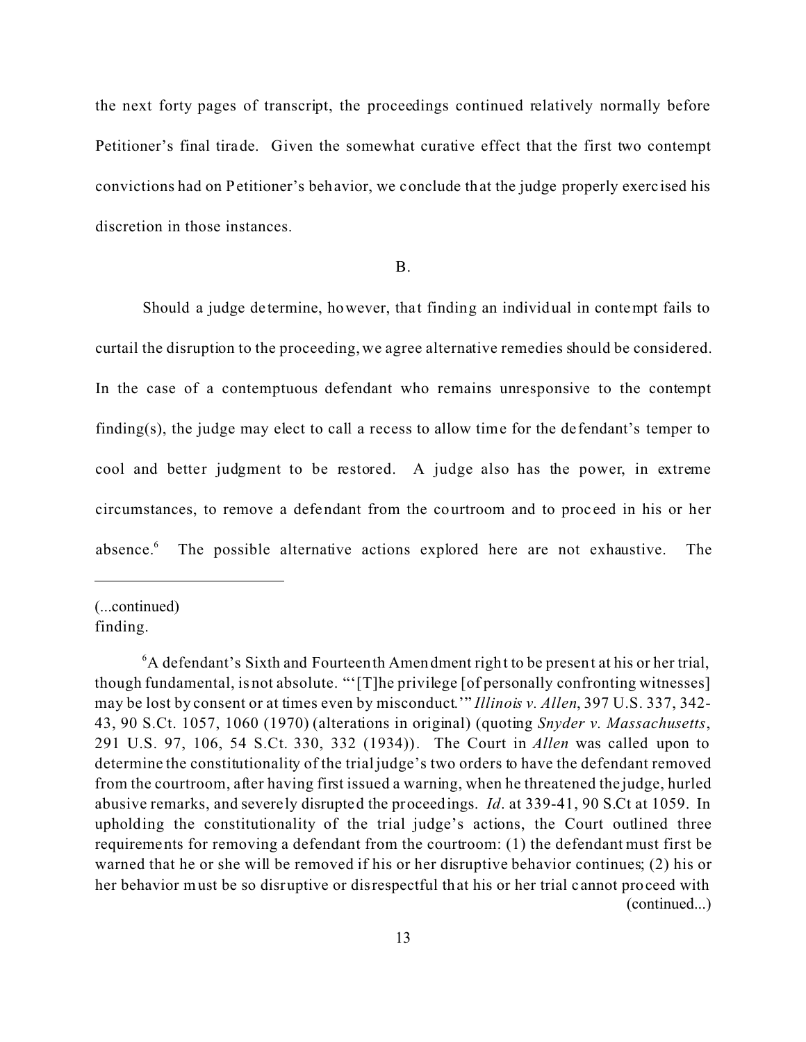the next forty pages of transcript, the proceedings continued relatively normally before Petitioner's final tirade. Given the somewhat curative effect that the first two contempt convictions had on Petitioner's behavior, we conclude that the judge properly exercised his discretion in those instances.

B.

Should a judge determine, however, that finding an individual in contempt fails to curtail the disruption to the proceeding, we agree alternative remedies should be considered. In the case of a contemptuous defendant who remains unresponsive to the contempt finding(s), the judge may elect to call a recess to allow time for the defendant's temper to cool and better judgment to be restored. A judge also has the power, in extreme circumstances, to remove a defendant from the courtroom and to proceed in his or her absence.[6] The possible alternative actions explored here are not exhaustive. The

---

(...continued)
finding.

[6]A defendant's Sixth and Fourteenth Amendment right to be present at his or her trial, though fundamental, is not absolute. "'[T]he privilege [of personally confronting witnesses] may be lost by consent or at times even by misconduct.'" *Illinois v. Allen*, 397 U.S. 337, 342-43, 90 S.Ct. 1057, 1060 (1970) (alterations in original) (quoting *Snyder v. Massachusetts*, 291 U.S. 97, 106, 54 S.Ct. 330, 332 (1934)). The Court in *Allen* was called upon to determine the constitutionality of the trial judge's two orders to have the defendant removed from the courtroom, after having first issued a warning, when he threatened the judge, hurled abusive remarks, and severely disrupted the proceedings. *Id*. at 339-41, 90 S.Ct at 1059. In upholding the constitutionality of the trial judge's actions, the Court outlined three requirements for removing a defendant from the courtroom: (1) the defendant must first be warned that he or she will be removed if his or her disruptive behavior continues; (2) his or her behavior must be so disruptive or disrespectful that his or her trial cannot proceed with (continued...)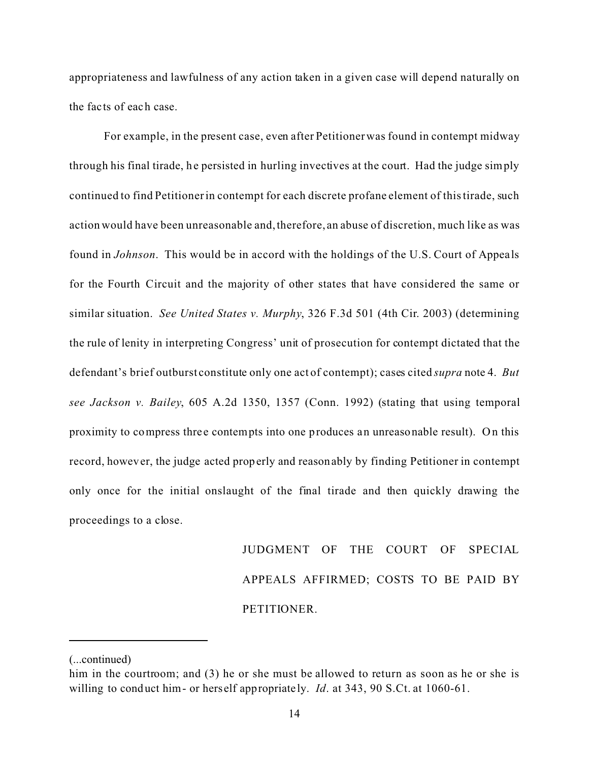appropriateness and lawfulness of any action taken in a given case will depend naturally on the facts of each case.

For example, in the present case, even after Petitioner was found in contempt midway through his final tirade, he persisted in hurling invectives at the court. Had the judge simply continued to find Petitioner in contempt for each discrete profane element of this tirade, such action would have been unreasonable and, therefore, an abuse of discretion, much like as was found in *Johnson*. This would be in accord with the holdings of the U.S. Court of Appeals for the Fourth Circuit and the majority of other states that have considered the same or similar situation. *See United States v. Murphy*, 326 F.3d 501 (4th Cir. 2003) (determining the rule of lenity in interpreting Congress' unit of prosecution for contempt dictated that the defendant's brief outburst constitute only one act of contempt); cases cited *supra* note 4. *But see Jackson v. Bailey*, 605 A.2d 1350, 1357 (Conn. 1992) (stating that using temporal proximity to compress three contempts into one produces an unreasonable result). On this record, however, the judge acted properly and reasonably by finding Petitioner in contempt only once for the initial onslaught of the final tirade and then quickly drawing the proceedings to a close.

JUDGMENT OF THE COURT OF SPECIAL APPEALS AFFIRMED; COSTS TO BE PAID BY PETITIONER.

---

(...continued)
him in the courtroom; and (3) he or she must be allowed to return as soon as he or she is willing to conduct him- or herself appropriately. *Id*. at 343, 90 S.Ct. at 1060-61.